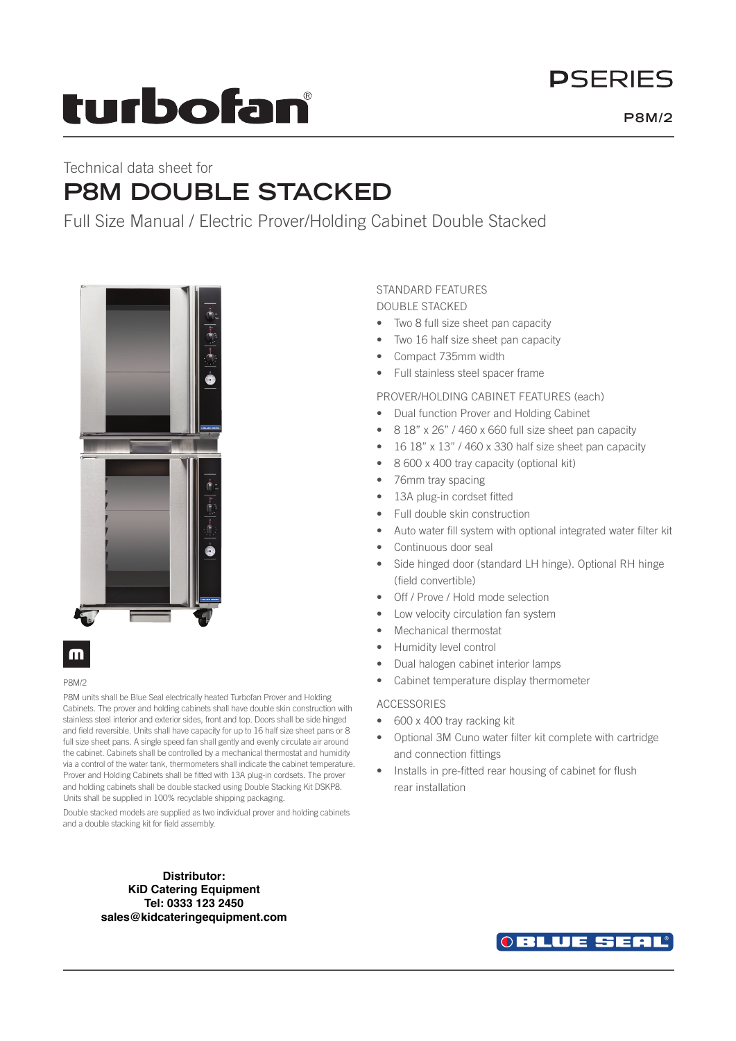# turbofan®

**PSERIES**

**P8M/2**

Technical data sheet for

# P8M DOUBLE STACKED

Full Size Manual / Electric Prover/Holding Cabinet Double Stacked

P8M/2

P8M units shall be Blue Seal electrically heated Turbofan Prover and Holding Cabinets. The prover and holding cabinets shall have double skin construction with stainless steel interior and exterior sides, front and top. Doors shall be side hinged and field reversible. Units shall have capacity for up to 16 half size sheet pans or 8 full size sheet pans. A single speed fan shall gently and evenly circulate air around the cabinet. Cabinets shall be controlled by a mechanical thermostat and humidity via a control of the water tank, thermometers shall indicate the cabinet temperature. Prover and Holding Cabinets shall be fitted with 13A plug-in cordsets. The prover and holding cabinets shall be double stacked using Double Stacking Kit DSKP8. Units shall be supplied in 100% recyclable shipping packaging.

Double stacked models are supplied as two individual prover and holding cabinets and a double stacking kit for field assembly.

## STANDARD FEATURES

### DOUBLE STACKED

- Two 8 full size sheet pan capacity
- Two 16 half size sheet pan capacity
- Compact 735mm width
- Full stainless steel spacer frame

### PROVER/HOLDING CABINET FEATURES (each)

- Dual function Prover and Holding Cabinet
- 8 18" x 26" / 460 x 660 full size sheet pan capacity
- 16 18" x 13" / 460 x 330 half size sheet pan capacity
- 8 600 x 400 tray capacity (optional kit)
- 76mm tray spacing
- 13A plug-in cordset fitted
- Full double skin construction
- Auto water fill system with optional integrated water filter kit
- Continuous door seal
- Side hinged door (standard LH hinge). Optional RH hinge (field convertible)
- Off / Prove / Hold mode selection
- Low velocity circulation fan system
- Mechanical thermostat
- Humidity level control
- Dual halogen cabinet interior lamps
- Cabinet temperature display thermometer

### ACCESSORIES

- 600 x 400 tray racking kit
- Optional 3M Cuno water filter kit complete with cartridge and connection fittings
- Installs in pre-fitted rear housing of cabinet for flush rear installation

**Distributor:**
**KiD Catering Equipment**
**Tel: 0333 123 2450**
**sales@kidcateringequipment.com**

BLUE SEAL®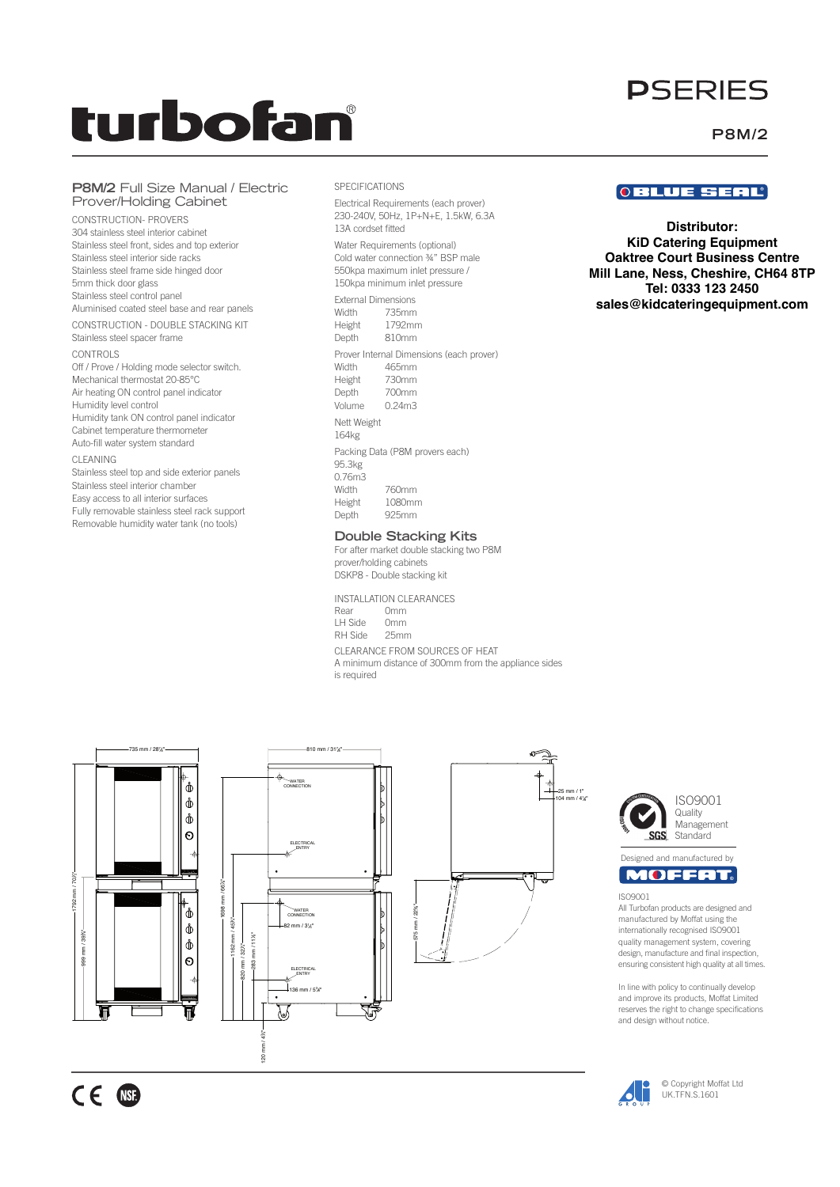# turbofan®

## PSERIES

## P8M/2

### P8M/2 Full Size Manual / Electric Prover/Holding Cabinet

CONSTRUCTION- PROVERS
304 stainless steel interior cabinet
Stainless steel front, sides and top exterior
Stainless steel interior side racks
Stainless steel frame side hinged door
5mm thick door glass
Stainless steel control panel
Aluminised coated steel base and rear panels

CONSTRUCTION - DOUBLE STACKING KIT
Stainless steel spacer frame

CONTROLS
Off / Prove / Holding mode selector switch.
Mechanical thermostat 20-85°C
Air heating ON control panel indicator
Humidity level control
Humidity tank ON control panel indicator
Cabinet temperature thermometer
Auto-fill water system standard

CLEANING
Stainless steel top and side exterior panels
Stainless steel interior chamber
Easy access to all interior surfaces
Fully removable stainless steel rack support
Removable humidity water tank (no tools)

SPECIFICATIONS

Electrical Requirements (each prover)
230-240V, 50Hz, 1P+N+E, 1.5kW, 6.3A
13A cordset fitted

Water Requirements (optional)
Cold water connection ¾" BSP male
550kpa maximum inlet pressure /
150kpa minimum inlet pressure

External Dimensions

| | |
|---|---|
| Width | 735mm |
| Height | 1792mm |
| Depth | 810mm |

Prover Internal Dimensions (each prover)

| | |
|---|---|
| Width | 465mm |
| Height | 730mm |
| Depth | 700mm |
| Volume | 0.24m3 |

Nett Weight
164kg

Packing Data (P8M provers each)
95.3kg
0.76m3

| | |
|---|---|
| Width | 760mm |
| Height | 1080mm |
| Depth | 925mm |

### Double Stacking Kits

For after market double stacking two P8M prover/holding cabinets
DSKP8 - Double stacking kit

INSTALLATION CLEARANCES

| | |
|---|---|
| Rear | 0mm |
| LH Side | 0mm |
| RH Side | 25mm |

CLEARANCE FROM SOURCES OF HEAT
A minimum distance of 300mm from the appliance sides is required

BLUE SEAL®

**Distributor:**
**KiD Catering Equipment**
**Oaktree Court Business Centre**
**Mill Lane, Ness, Cheshire, CH64 8TP**
**Tel: 0333 123 2450**
**sales@kidcateringequipment.com**

735 mm / 28⅞"
810 mm / 31⅞"
1792mm / 70½"
999 mm / 39⅜"
1698 mm / 66⅞"
1162mm / 45¾"
820 mm / 32¼"
283 mm / 11⅛"
120 mm / 4¾"
WATER CONNECTION
ELECTRICAL ENTRY
82 mm / 3¼"
136 mm / 5⅜"
25 mm / 1"
104 mm / 4⅛"
575 mm / 22⅝"

ISO9001 Quality Management Standard
SGS

Designed and manufactured by
MOFFAT

ISO9001
All Turbofan products are designed and manufactured by Moffat using the internationally recognised ISO9001 quality management system, covering design, manufacture and final inspection, ensuring consistent high quality at all times.

In line with policy to continually develop and improve its products, Moffat Limited reserves the right to change specifications and design without notice.

CE NSF

© Copyright Moffat Ltd
UK.TFN.S.1601